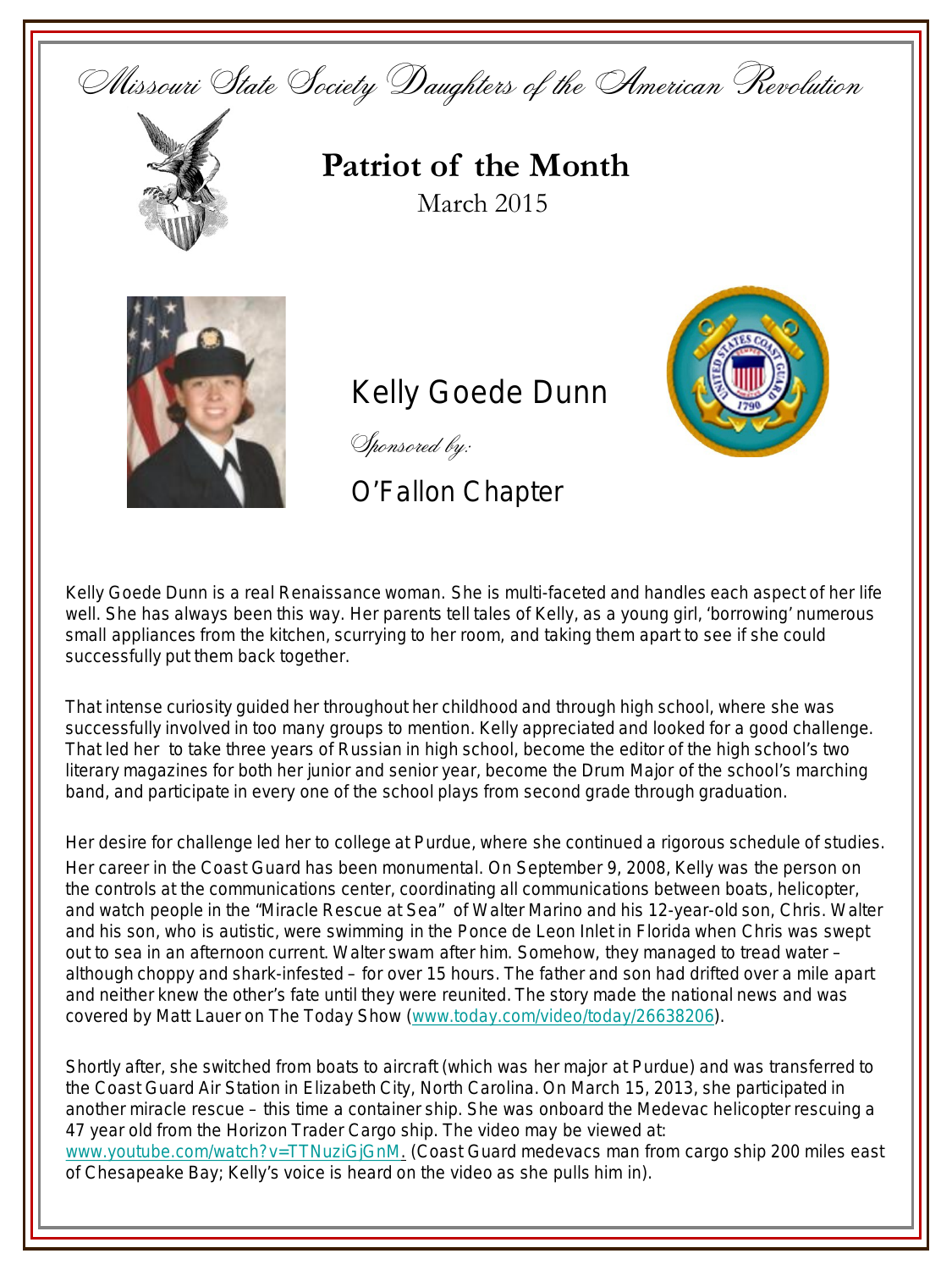Missouri State Society Daughters of the American Revolution

# Patriot of the Month

March 2015

## Kelly Goede Dunn

*Sponsored by:*

O'Fallon Chapter

Kelly Goede Dunn is a real Renaissance woman. She is multi-faceted and handles each aspect of her life well. She has always been this way. Her parents tell tales of Kelly, as a young girl, 'borrowing' numerous small appliances from the kitchen, scurrying to her room, and taking them apart to see if she could successfully put them back together.

That intense curiosity guided her throughout her childhood and through high school, where she was successfully involved in too many groups to mention. Kelly appreciated and looked for a good challenge. That led her to take three years of Russian in high school, become the editor of the high school's two literary magazines for both her junior and senior year, become the Drum Major of the school's marching band, and participate in every one of the school plays from second grade through graduation.

Her desire for challenge led her to college at Purdue, where she continued a rigorous schedule of studies. Her career in the Coast Guard has been monumental. On September 9, 2008, Kelly was the person on the controls at the communications center, coordinating all communications between boats, helicopter, and watch people in the "Miracle Rescue at Sea" of Walter Marino and his 12-year-old son, Chris. Walter and his son, who is autistic, were swimming in the Ponce de Leon Inlet in Florida when Chris was swept out to sea in an afternoon current. Walter swam after him. Somehow, they managed to tread water – although choppy and shark-infested – for over 15 hours. The father and son had drifted over a mile apart and neither knew the other's fate until they were reunited. The story made the national news and was covered by Matt Lauer on The Today Show (www.today.com/video/today/26638206).

Shortly after, she switched from boats to aircraft (which was her major at Purdue) and was transferred to the Coast Guard Air Station in Elizabeth City, North Carolina. On March 15, 2013, she participated in another miracle rescue – this time a container ship. She was onboard the Medevac helicopter rescuing a 47 year old from the Horizon Trader Cargo ship. The video may be viewed at: www.youtube.com/watch?v=TTNuziGjGnM. (Coast Guard medevacs man from cargo ship 200 miles east of Chesapeake Bay; Kelly's voice is heard on the video as she pulls him in).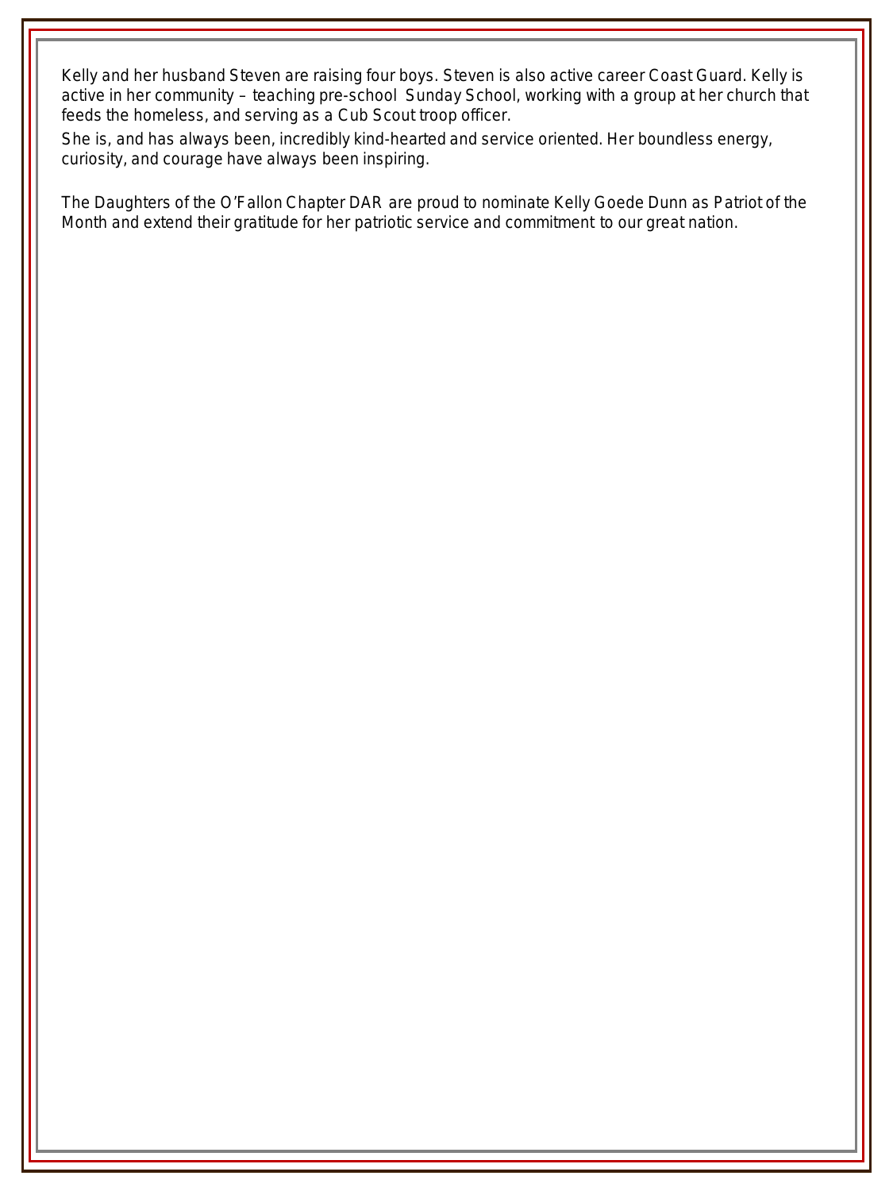Kelly and her husband Steven are raising four boys. Steven is also active career Coast Guard. Kelly is active in her community – teaching pre-school Sunday School, working with a group at her church that feeds the homeless, and serving as a Cub Scout troop officer.

She is, and has always been, incredibly kind-hearted and service oriented. Her boundless energy, curiosity, and courage have always been inspiring.

The Daughters of the O'Fallon Chapter DAR are proud to nominate Kelly Goede Dunn as Patriot of the Month and extend their gratitude for her patriotic service and commitment to our great nation.